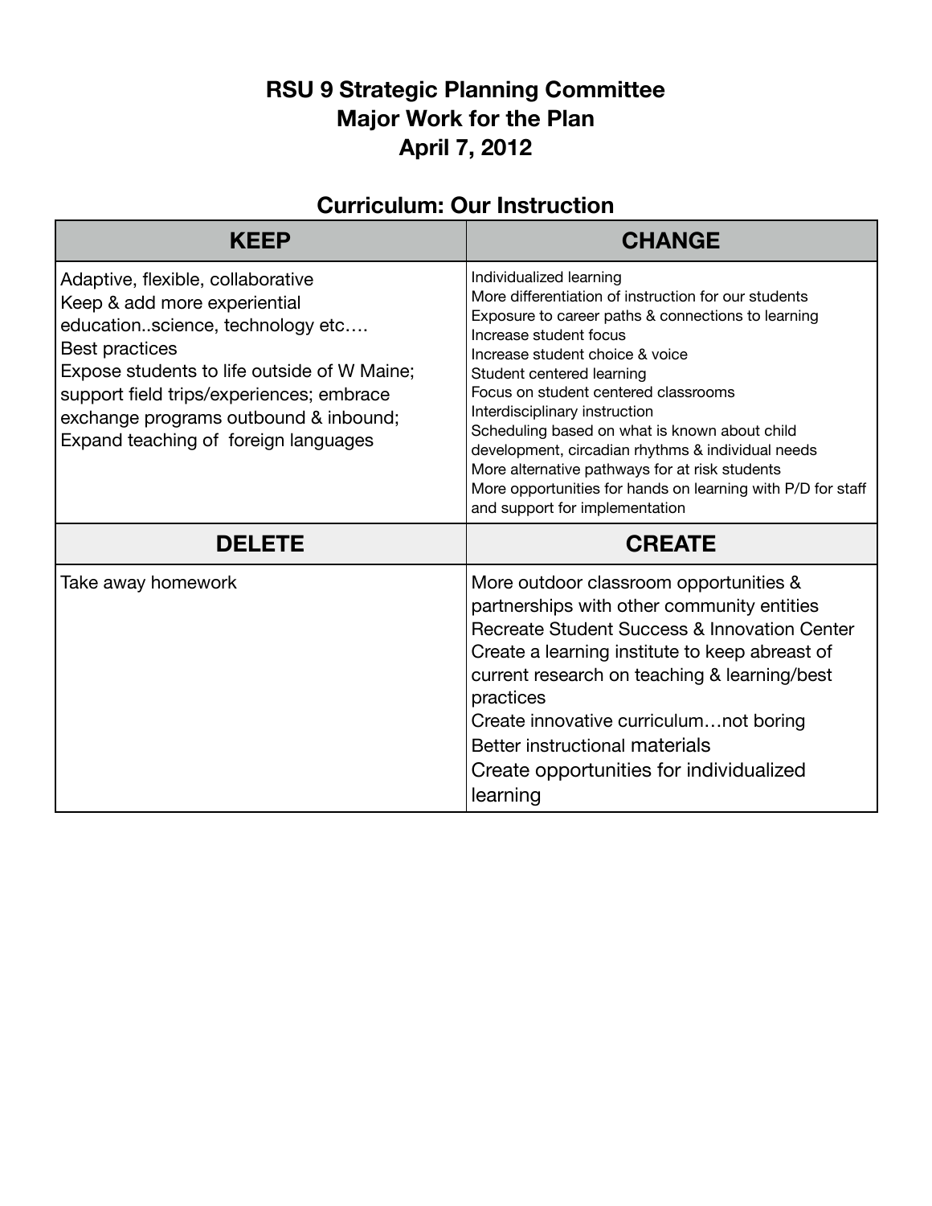# RSU 9 Strategic Planning Committee
## Major Work for the Plan
## April 7, 2012

### Curriculum: Our Instruction

| KEEP | CHANGE |
|---|---|
| Adaptive, flexible, collaborative<br>Keep & add more experiential education..science, technology etc….<br>Best practices<br>Expose students to life outside of W Maine; support field trips/experiences; embrace exchange programs outbound & inbound;<br>Expand teaching of foreign languages | Individualized learning<br>More differentiation of instruction for our students<br>Exposure to career paths & connections to learning<br>Increase student focus<br>Increase student choice & voice<br>Student centered learning<br>Focus on student centered classrooms<br>Interdisciplinary instruction<br>Scheduling based on what is known about child development, circadian rhythms & individual needs<br>More alternative pathways for at risk students<br>More opportunities for hands on learning with P/D for staff and support for implementation |
| **DELETE** | **CREATE** |
| Take away homework | More outdoor classroom opportunities & partnerships with other community entities<br>Recreate Student Success & Innovation Center<br>Create a learning institute to keep abreast of current research on teaching & learning/best practices<br>Create innovative curriculum…not boring<br>Better instructional materials<br>Create opportunities for individualized learning |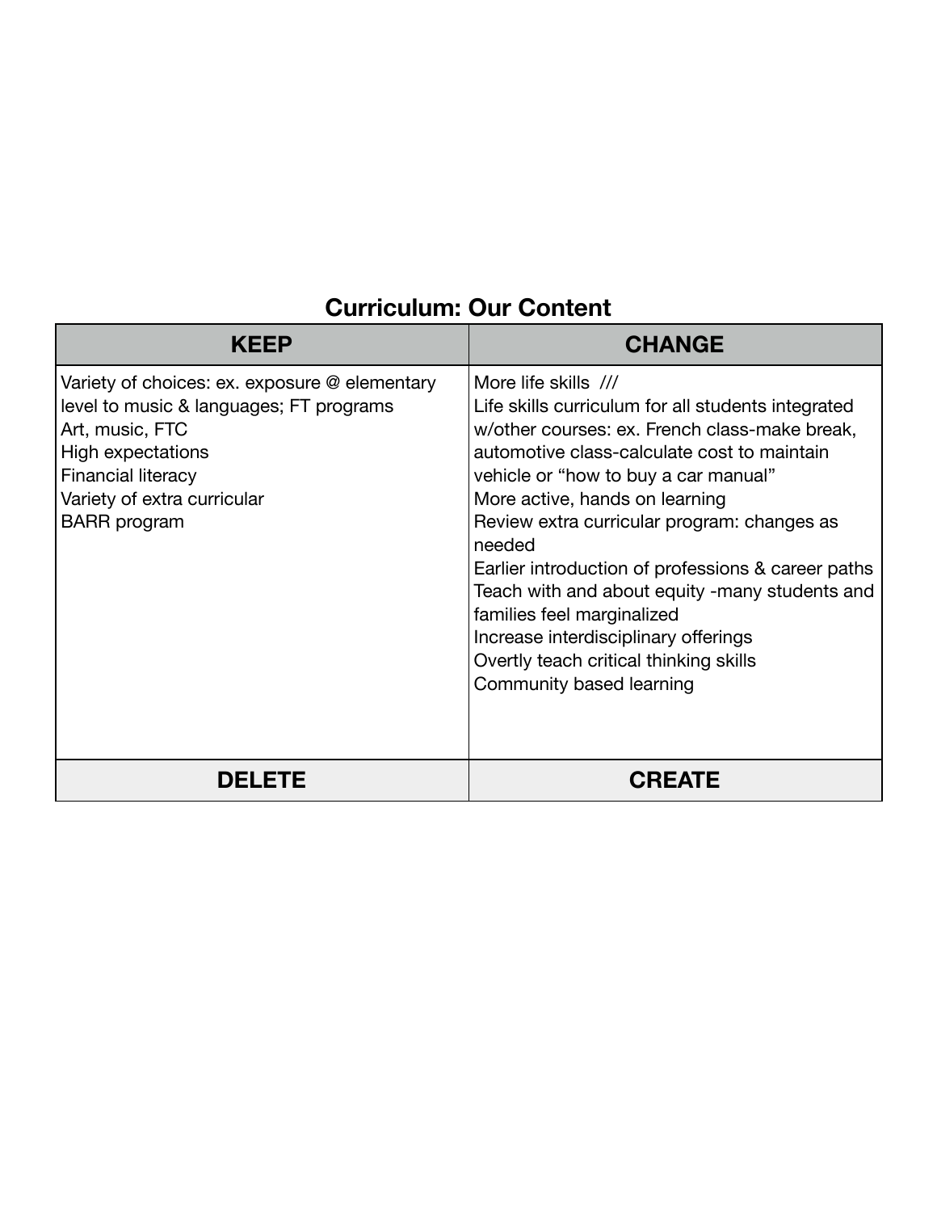## Curriculum: Our Content

| KEEP | CHANGE |
| --- | --- |
| Variety of choices: ex. exposure @ elementary level to music & languages; FT programs<br>Art, music, FTC<br>High expectations<br>Financial literacy<br>Variety of extra curricular<br>BARR program | More life skills ///<br>Life skills curriculum for all students integrated w/other courses: ex. French class-make break, automotive class-calculate cost to maintain vehicle or "how to buy a car manual"<br>More active, hands on learning<br>Review extra curricular program: changes as needed<br>Earlier introduction of professions & career paths<br>Teach with and about equity -many students and families feel marginalized<br>Increase interdisciplinary offerings<br>Overtly teach critical thinking skills<br>Community based learning |
| **DELETE** | **CREATE** |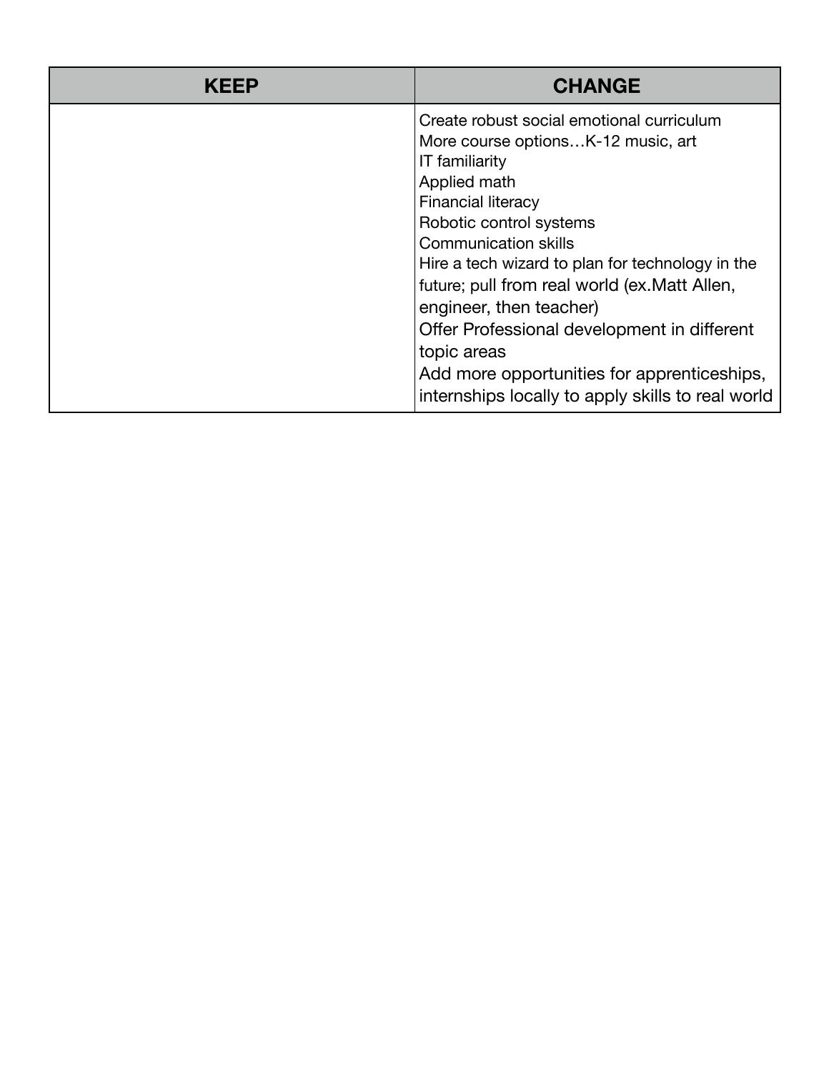| KEEP | CHANGE |
| --- | --- |
| | Create robust social emotional curriculum<br>More course options…K-12 music, art<br>IT familiarity<br>Applied math<br>Financial literacy<br>Robotic control systems<br>Communication skills<br>Hire a tech wizard to plan for technology in the future; pull from real world (ex.Matt Allen, engineer, then teacher)<br>Offer Professional development in different topic areas<br>Add more opportunities for apprenticeships, internships locally to apply skills to real world |